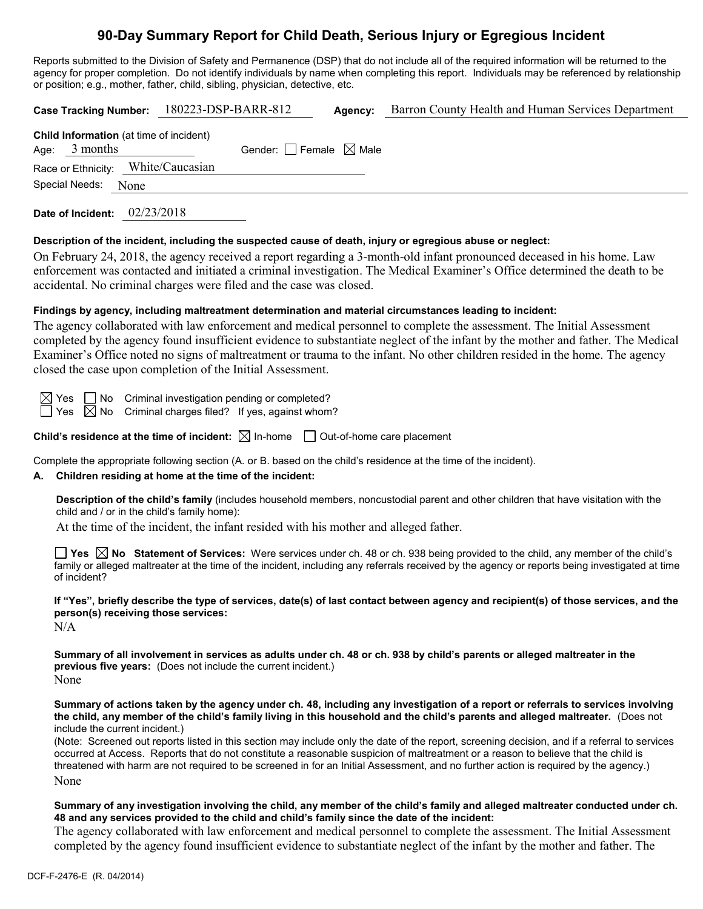# 90-Day Summary Report for Child Death, Serious Injury or Egregious Incident

Reports submitted to the Division of Safety and Permanence (DSP) that do not include all of the required information will be returned to the agency for proper completion. Do not identify individuals by name when completing this report. Individuals may be referenced by relationship or position; e.g., mother, father, child, sibling, physician, detective, etc.

**Case Tracking Number:** 180223-DSP-BARR-812 **Agency:** Barron County Health and Human Services Department

**Child Information** (at time of incident)

Age: 3 months Gender: ☐ Female ☒ Male

Race or Ethnicity: White/Caucasian

Special Needs: None

**Date of Incident:** 02/23/2018

**Description of the incident, including the suspected cause of death, injury or egregious abuse or neglect:**

On February 24, 2018, the agency received a report regarding a 3-month-old infant pronounced deceased in his home. Law enforcement was contacted and initiated a criminal investigation. The Medical Examiner's Office determined the death to be accidental. No criminal charges were filed and the case was closed.

**Findings by agency, including maltreatment determination and material circumstances leading to incident:**

The agency collaborated with law enforcement and medical personnel to complete the assessment. The Initial Assessment completed by the agency found insufficient evidence to substantiate neglect of the infant by the mother and father. The Medical Examiner's Office noted no signs of maltreatment or trauma to the infant. No other children resided in the home. The agency closed the case upon completion of the Initial Assessment.

☒ Yes ☐ No Criminal investigation pending or completed?

☐ Yes ☒ No Criminal charges filed? If yes, against whom?

**Child's residence at the time of incident:** ☒ In-home ☐ Out-of-home care placement

Complete the appropriate following section (A. or B. based on the child's residence at the time of the incident).

**A. Children residing at home at the time of the incident:**

**Description of the child's family** (includes household members, noncustodial parent and other children that have visitation with the child and / or in the child's family home):

At the time of the incident, the infant resided with his mother and alleged father.

☐ **Yes** ☒ **No Statement of Services:** Were services under ch. 48 or ch. 938 being provided to the child, any member of the child's family or alleged maltreater at the time of the incident, including any referrals received by the agency or reports being investigated at time of incident?

**If "Yes", briefly describe the type of services, date(s) of last contact between agency and recipient(s) of those services, and the person(s) receiving those services:**

N/A

**Summary of all involvement in services as adults under ch. 48 or ch. 938 by child's parents or alleged maltreater in the previous five years:** (Does not include the current incident.)

None

**Summary of actions taken by the agency under ch. 48, including any investigation of a report or referrals to services involving the child, any member of the child's family living in this household and the child's parents and alleged maltreater.** (Does not include the current incident.)

(Note: Screened out reports listed in this section may include only the date of the report, screening decision, and if a referral to services occurred at Access. Reports that do not constitute a reasonable suspicion of maltreatment or a reason to believe that the child is threatened with harm are not required to be screened in for an Initial Assessment, and no further action is required by the agency.)

None

**Summary of any investigation involving the child, any member of the child's family and alleged maltreater conducted under ch. 48 and any services provided to the child and child's family since the date of the incident:**

The agency collaborated with law enforcement and medical personnel to complete the assessment. The Initial Assessment completed by the agency found insufficient evidence to substantiate neglect of the infant by the mother and father. The

DCF-F-2476-E (R. 04/2014)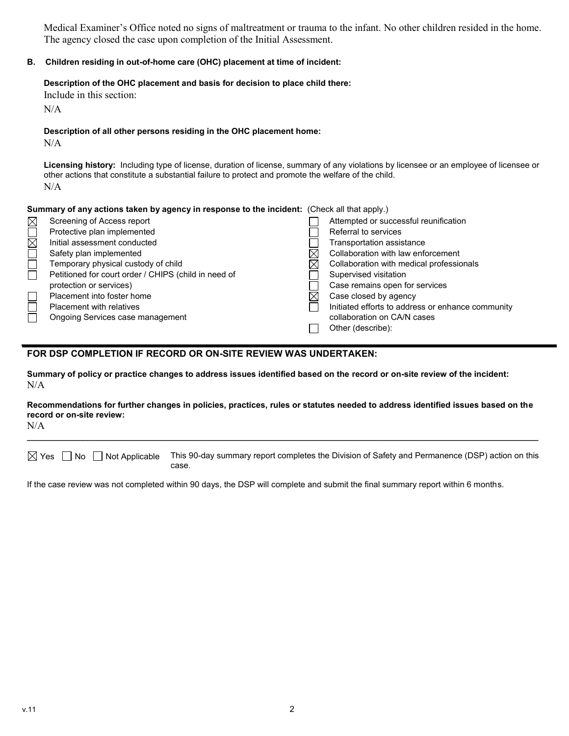Medical Examiner's Office noted no signs of maltreatment or trauma to the infant. No other children resided in the home. The agency closed the case upon completion of the Initial Assessment.

**B. Children residing in out-of-home care (OHC) placement at time of incident:**

**Description of the OHC placement and basis for decision to place child there:**

Include in this section:

N/A

**Description of all other persons residing in the OHC placement home:**

N/A

**Licensing history:** Including type of license, duration of license, summary of any violations by licensee or an employee of licensee or other actions that constitute a substantial failure to protect and promote the welfare of the child.

N/A

**Summary of any actions taken by agency in response to the incident:** (Check all that apply.)

- ☒ Screening of Access report
- ☐ Protective plan implemented
- ☒ Initial assessment conducted
- ☐ Safety plan implemented
- ☐ Temporary physical custody of child
- ☐ Petitioned for court order / CHIPS (child in need of protection or services)
- ☐ Placement into foster home
- ☐ Placement with relatives
- ☐ Ongoing Services case management
- ☐ Attempted or successful reunification
- ☐ Referral to services
- ☐ Transportation assistance
- ☒ Collaboration with law enforcement
- ☒ Collaboration with medical professionals
- ☐ Supervised visitation
- ☐ Case remains open for services
- ☒ Case closed by agency
- ☐ Initiated efforts to address or enhance community collaboration on CA/N cases
- ☐ Other (describe):

## FOR DSP COMPLETION IF RECORD OR ON-SITE REVIEW WAS UNDERTAKEN:

**Summary of policy or practice changes to address issues identified based on the record or on-site review of the incident:**

N/A

**Recommendations for further changes in policies, practices, rules or statutes needed to address identified issues based on the record or on-site review:**

N/A

---

☒ Yes ☐ No ☐ Not Applicable This 90-day summary report completes the Division of Safety and Permanence (DSP) action on this case.

If the case review was not completed within 90 days, the DSP will complete and submit the final summary report within 6 months.